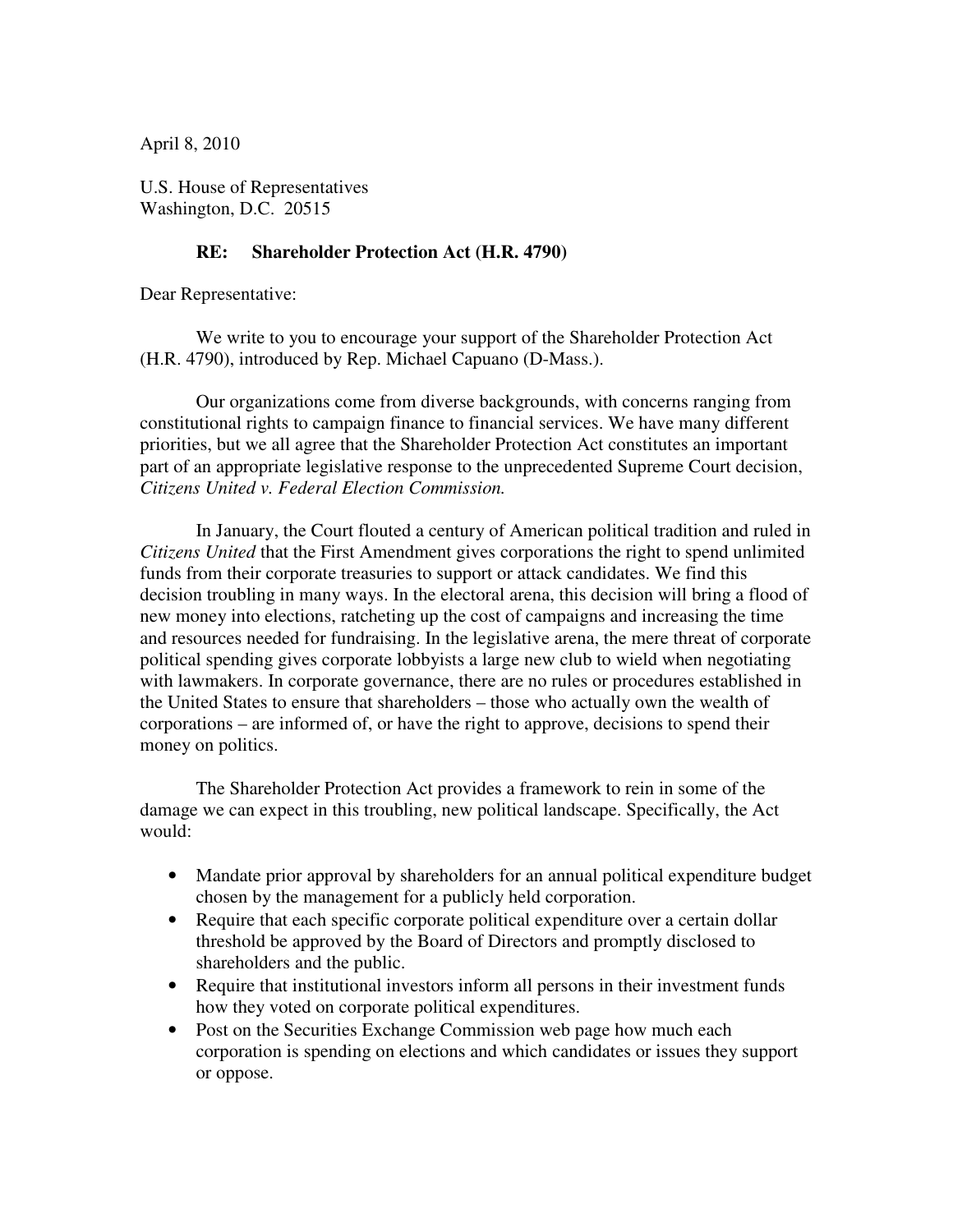April 8, 2010

U.S. House of Representatives
Washington, D.C. 20515

**RE: Shareholder Protection Act (H.R. 4790)**

Dear Representative:

We write to you to encourage your support of the Shareholder Protection Act (H.R. 4790), introduced by Rep. Michael Capuano (D-Mass.).

Our organizations come from diverse backgrounds, with concerns ranging from constitutional rights to campaign finance to financial services. We have many different priorities, but we all agree that the Shareholder Protection Act constitutes an important part of an appropriate legislative response to the unprecedented Supreme Court decision, *Citizens United v. Federal Election Commission.*

In January, the Court flouted a century of American political tradition and ruled in *Citizens United* that the First Amendment gives corporations the right to spend unlimited funds from their corporate treasuries to support or attack candidates. We find this decision troubling in many ways. In the electoral arena, this decision will bring a flood of new money into elections, ratcheting up the cost of campaigns and increasing the time and resources needed for fundraising. In the legislative arena, the mere threat of corporate political spending gives corporate lobbyists a large new club to wield when negotiating with lawmakers. In corporate governance, there are no rules or procedures established in the United States to ensure that shareholders – those who actually own the wealth of corporations – are informed of, or have the right to approve, decisions to spend their money on politics.

The Shareholder Protection Act provides a framework to rein in some of the damage we can expect in this troubling, new political landscape. Specifically, the Act would:

- Mandate prior approval by shareholders for an annual political expenditure budget chosen by the management for a publicly held corporation.
- Require that each specific corporate political expenditure over a certain dollar threshold be approved by the Board of Directors and promptly disclosed to shareholders and the public.
- Require that institutional investors inform all persons in their investment funds how they voted on corporate political expenditures.
- Post on the Securities Exchange Commission web page how much each corporation is spending on elections and which candidates or issues they support or oppose.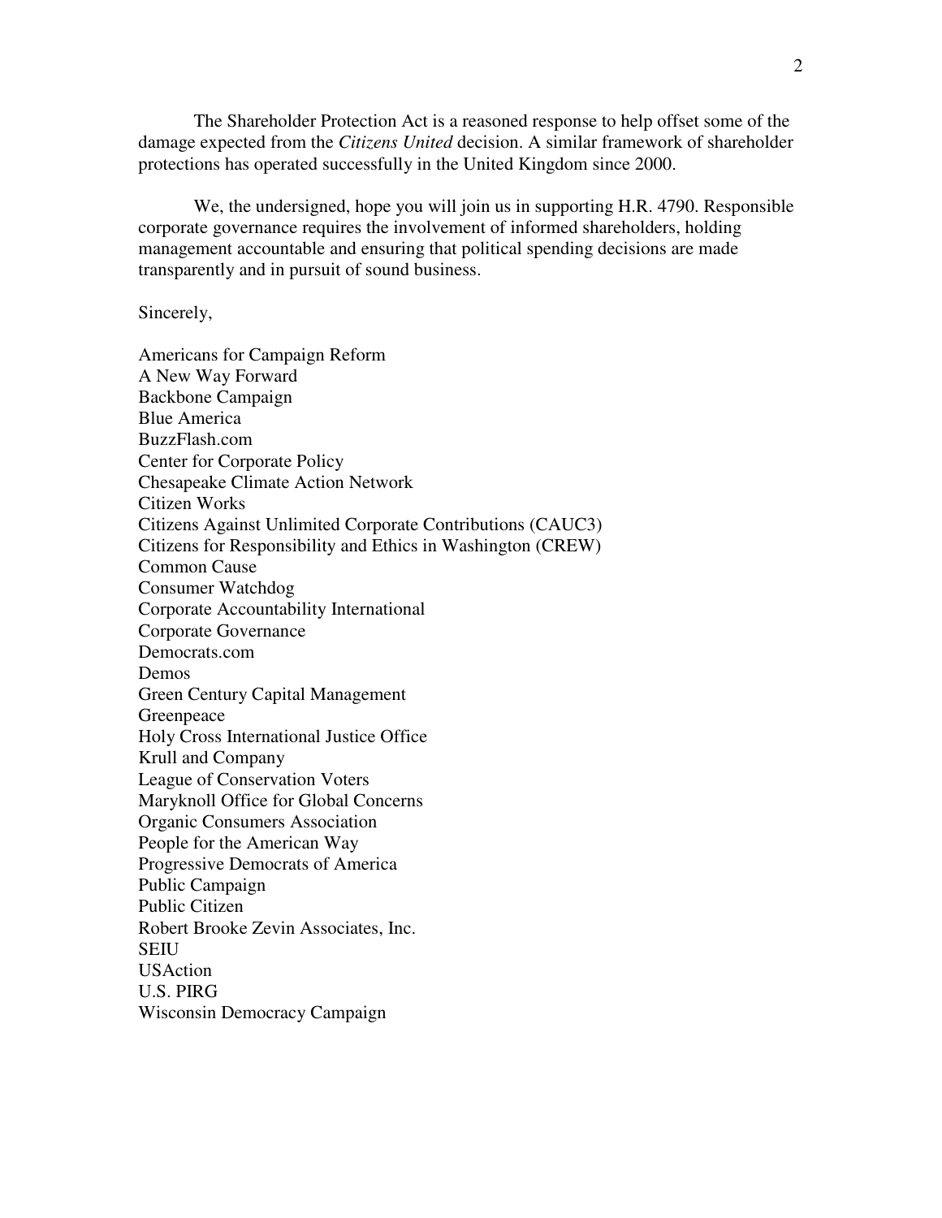The Shareholder Protection Act is a reasoned response to help offset some of the damage expected from the *Citizens United* decision. A similar framework of shareholder protections has operated successfully in the United Kingdom since 2000.

We, the undersigned, hope you will join us in supporting H.R. 4790. Responsible corporate governance requires the involvement of informed shareholders, holding management accountable and ensuring that political spending decisions are made transparently and in pursuit of sound business.

Sincerely,

Americans for Campaign Reform
A New Way Forward
Backbone Campaign
Blue America
BuzzFlash.com
Center for Corporate Policy
Chesapeake Climate Action Network
Citizen Works
Citizens Against Unlimited Corporate Contributions (CAUC3)
Citizens for Responsibility and Ethics in Washington (CREW)
Common Cause
Consumer Watchdog
Corporate Accountability International
Corporate Governance
Democrats.com
Demos
Green Century Capital Management
Greenpeace
Holy Cross International Justice Office
Krull and Company
League of Conservation Voters
Maryknoll Office for Global Concerns
Organic Consumers Association
People for the American Way
Progressive Democrats of America
Public Campaign
Public Citizen
Robert Brooke Zevin Associates, Inc.
SEIU
USAction
U.S. PIRG
Wisconsin Democracy Campaign